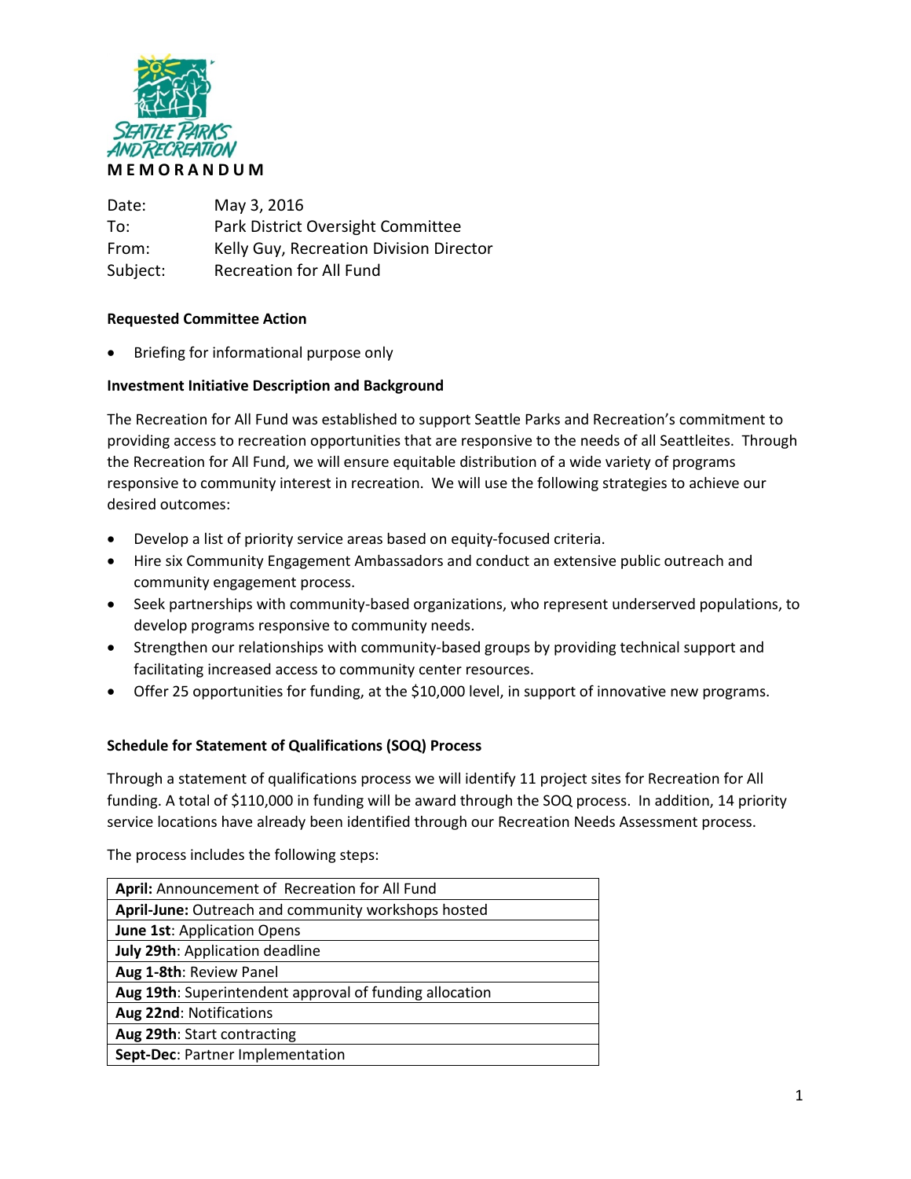Seattle Parks and Recreation

# MEMORANDUM

Date: May 3, 2016
To: Park District Oversight Committee
From: Kelly Guy, Recreation Division Director
Subject: Recreation for All Fund

**Requested Committee Action**

- Briefing for informational purpose only

**Investment Initiative Description and Background**

The Recreation for All Fund was established to support Seattle Parks and Recreation's commitment to providing access to recreation opportunities that are responsive to the needs of all Seattleites. Through the Recreation for All Fund, we will ensure equitable distribution of a wide variety of programs responsive to community interest in recreation. We will use the following strategies to achieve our desired outcomes:

- Develop a list of priority service areas based on equity-focused criteria.
- Hire six Community Engagement Ambassadors and conduct an extensive public outreach and community engagement process.
- Seek partnerships with community-based organizations, who represent underserved populations, to develop programs responsive to community needs.
- Strengthen our relationships with community-based groups by providing technical support and facilitating increased access to community center resources.
- Offer 25 opportunities for funding, at the $10,000 level, in support of innovative new programs.

**Schedule for Statement of Qualifications (SOQ) Process**

Through a statement of qualifications process we will identify 11 project sites for Recreation for All funding. A total of $110,000 in funding will be award through the SOQ process. In addition, 14 priority service locations have already been identified through our Recreation Needs Assessment process.

The process includes the following steps:

| **April:** Announcement of Recreation for All Fund |
|---|
| **April-June:** Outreach and community workshops hosted |
| **June 1st**: Application Opens |
| **July 29th**: Application deadline |
| **Aug 1-8th**: Review Panel |
| **Aug 19th**: Superintendent approval of funding allocation |
| **Aug 22nd**: Notifications |
| **Aug 29th**: Start contracting |
| **Sept-Dec**: Partner Implementation |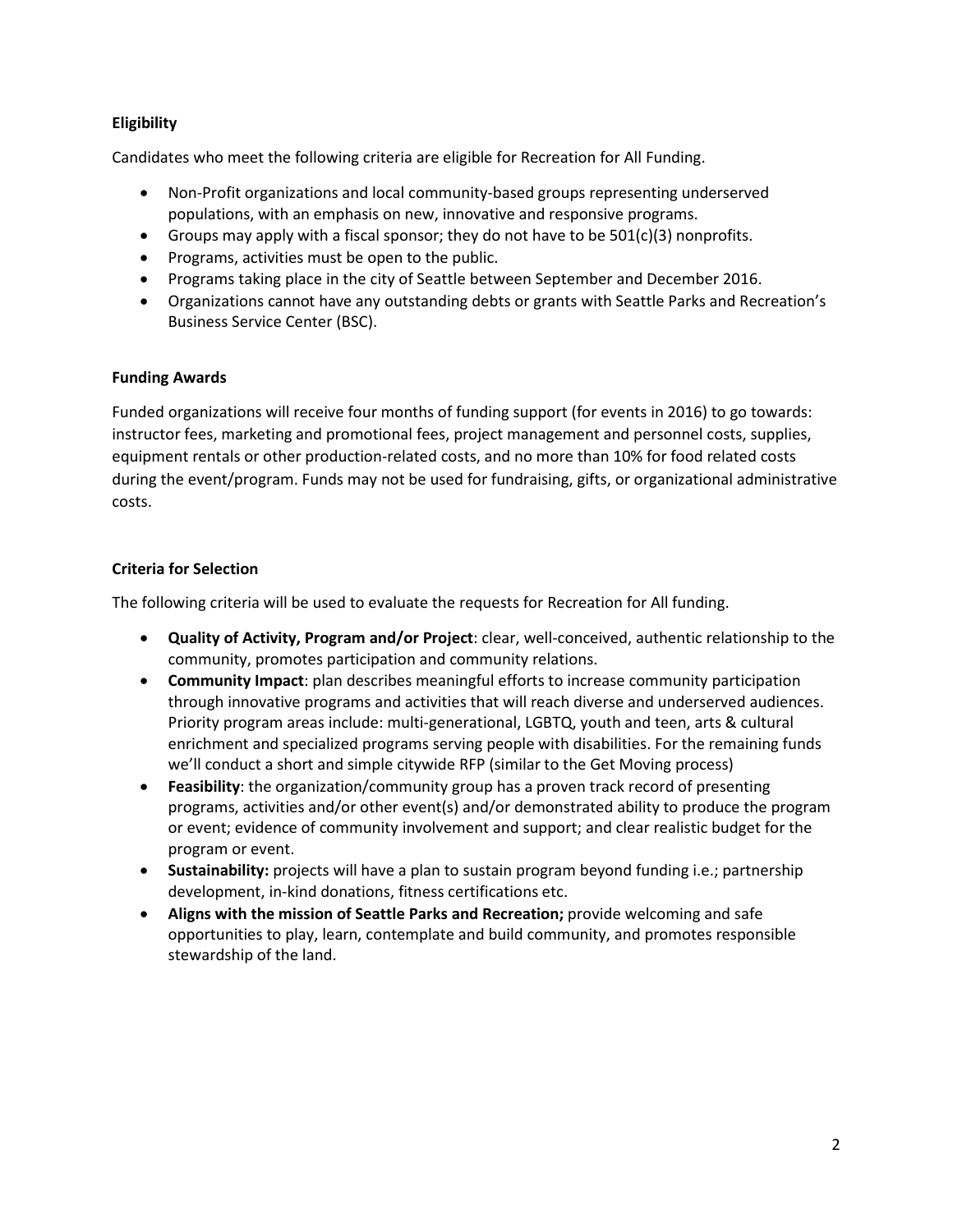**Eligibility**

Candidates who meet the following criteria are eligible for Recreation for All Funding.

- Non-Profit organizations and local community-based groups representing underserved populations, with an emphasis on new, innovative and responsive programs.
- Groups may apply with a fiscal sponsor; they do not have to be 501(c)(3) nonprofits.
- Programs, activities must be open to the public.
- Programs taking place in the city of Seattle between September and December 2016.
- Organizations cannot have any outstanding debts or grants with Seattle Parks and Recreation's Business Service Center (BSC).

**Funding Awards**

Funded organizations will receive four months of funding support (for events in 2016) to go towards: instructor fees, marketing and promotional fees, project management and personnel costs, supplies, equipment rentals or other production-related costs, and no more than 10% for food related costs during the event/program. Funds may not be used for fundraising, gifts, or organizational administrative costs.

**Criteria for Selection**

The following criteria will be used to evaluate the requests for Recreation for All funding.

- **Quality of Activity, Program and/or Project**: clear, well-conceived, authentic relationship to the community, promotes participation and community relations.
- **Community Impact**: plan describes meaningful efforts to increase community participation through innovative programs and activities that will reach diverse and underserved audiences. Priority program areas include: multi-generational, LGBTQ, youth and teen, arts & cultural enrichment and specialized programs serving people with disabilities. For the remaining funds we'll conduct a short and simple citywide RFP (similar to the Get Moving process)
- **Feasibility**: the organization/community group has a proven track record of presenting programs, activities and/or other event(s) and/or demonstrated ability to produce the program or event; evidence of community involvement and support; and clear realistic budget for the program or event.
- **Sustainability:** projects will have a plan to sustain program beyond funding i.e.; partnership development, in-kind donations, fitness certifications etc.
- **Aligns with the mission of Seattle Parks and Recreation;** provide welcoming and safe opportunities to play, learn, contemplate and build community, and promotes responsible stewardship of the land.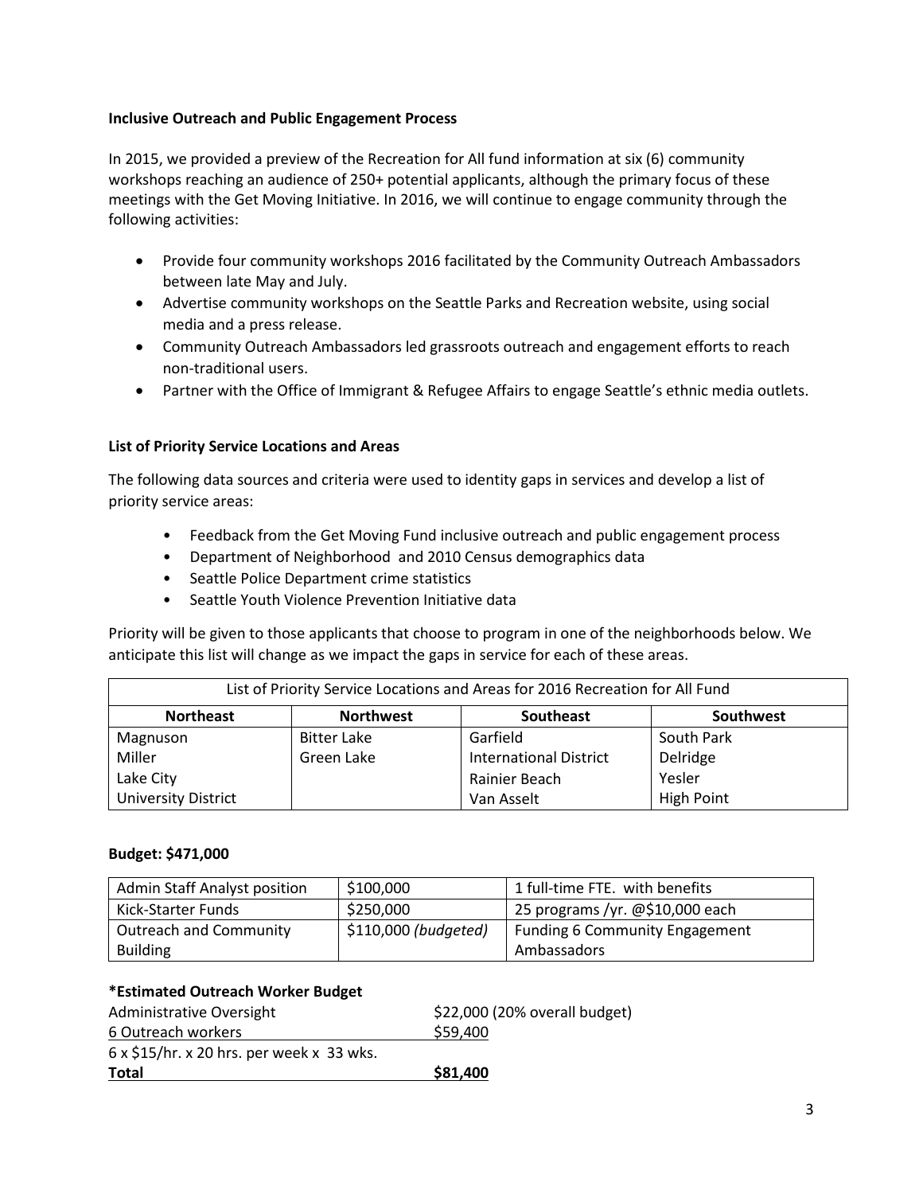**Inclusive Outreach and Public Engagement Process**

In 2015, we provided a preview of the Recreation for All fund information at six (6) community workshops reaching an audience of 250+ potential applicants, although the primary focus of these meetings with the Get Moving Initiative. In 2016, we will continue to engage community through the following activities:

- Provide four community workshops 2016 facilitated by the Community Outreach Ambassadors between late May and July.
- Advertise community workshops on the Seattle Parks and Recreation website, using social media and a press release.
- Community Outreach Ambassadors led grassroots outreach and engagement efforts to reach non-traditional users.
- Partner with the Office of Immigrant & Refugee Affairs to engage Seattle's ethnic media outlets.

**List of Priority Service Locations and Areas**

The following data sources and criteria were used to identity gaps in services and develop a list of priority service areas:

- Feedback from the Get Moving Fund inclusive outreach and public engagement process
- Department of Neighborhood and 2010 Census demographics data
- Seattle Police Department crime statistics
- Seattle Youth Violence Prevention Initiative data

Priority will be given to those applicants that choose to program in one of the neighborhoods below. We anticipate this list will change as we impact the gaps in service for each of these areas.

| List of Priority Service Locations and Areas for 2016 Recreation for All Fund | | | |
|---|---|---|---|
| **Northeast** | **Northwest** | **Southeast** | **Southwest** |
| Magnuson | Bitter Lake | Garfield | South Park |
| Miller | Green Lake | International District | Delridge |
| Lake City | | Rainier Beach | Yesler |
| University District | | Van Asselt | High Point |

**Budget: $471,000**

| | | |
|---|---|---|
| Admin Staff Analyst position | $100,000 | 1 full-time FTE. with benefits |
| Kick-Starter Funds | $250,000 | 25 programs /yr. @$10,000 each |
| Outreach and Community Building | $110,000 *(budgeted)* | Funding 6 Community Engagement Ambassadors |

**\*Estimated Outreach Worker Budget**

| | |
|---|---|
| Administrative Oversight | $22,000 (20% overall budget) |
| 6 Outreach workers | $59,400 |
| 6 x $15/hr. x 20 hrs. per week x 33 wks. | |
| **Total** | **$81,400** |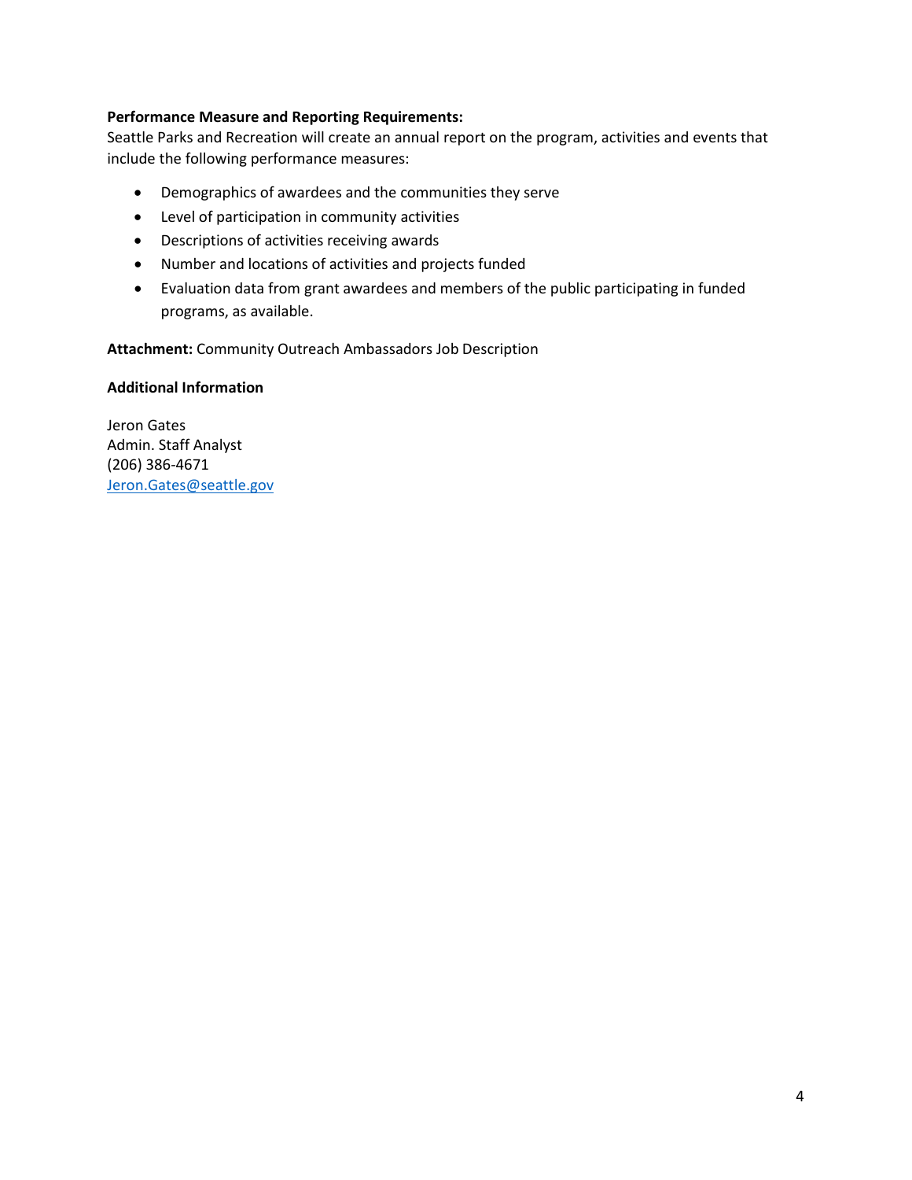**Performance Measure and Reporting Requirements:**
Seattle Parks and Recreation will create an annual report on the program, activities and events that include the following performance measures:

- Demographics of awardees and the communities they serve
- Level of participation in community activities
- Descriptions of activities receiving awards
- Number and locations of activities and projects funded
- Evaluation data from grant awardees and members of the public participating in funded programs, as available.

**Attachment:** Community Outreach Ambassadors Job Description

**Additional Information**

Jeron Gates
Admin. Staff Analyst
(206) 386-4671
Jeron.Gates@seattle.gov